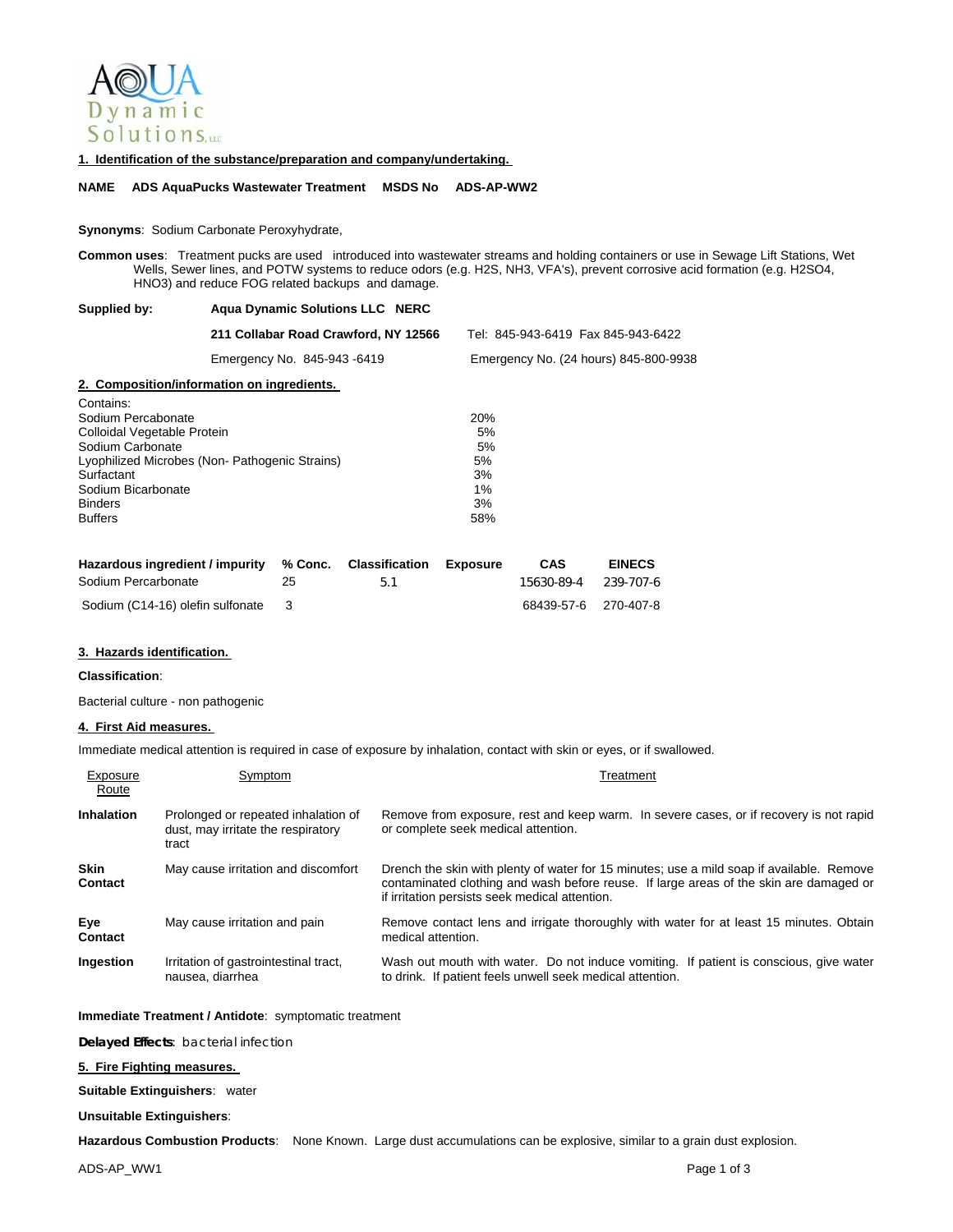Aqua Dynamic Solutions, LLC

## 1. Identification of the substance/preparation and company/undertaking.

**NAME  ADS AquaPucks Wastewater Treatment  MSDS No  ADS-AP-WW2**

**Synonyms**: Sodium Carbonate Peroxyhydrate,

**Common uses**: Treatment pucks are used introduced into wastewater streams and holding containers or use in Sewage Lift Stations, Wet Wells, Sewer lines, and POTW systems to reduce odors (e.g. $H_2S$, $NH_3$, VFA's), prevent corrosive acid formation (e.g. $H_2SO_4$, $HNO_3$) and reduce FOG related backups and damage.

| | | |
|---|---|---|
| **Supplied by:** | **Aqua Dynamic Solutions LLC NERC** | |
| | **211 Collabar Road Crawford, NY 12566** | Tel: 845-943-6419 Fax 845-943-6422 |
| | Emergency No. 845-943 -6419 | Emergency No. (24 hours) 845-800-9938 |

## 2. Composition/information on ingredients.

Contains:

| Ingredient | % |
|---|---|
| Sodium Percabonate | 20% |
| Colloidal Vegetable Protein | 5% |
| Sodium Carbonate | 5% |
| Lyophilized Microbes (Non- Pathogenic Strains) | 5% |
| Surfactant | 3% |
| Sodium Bicarbonate | 1% |
| Binders | 3% |
| Buffers | 58% |

| Hazardous ingredient / impurity | % Conc. | Classification | Exposure | CAS | EINECS |
|---|---|---|---|---|---|
| Sodium Percarbonate | 25 | 5.1 | | 15630-89-4 | 239-707-6 |
| Sodium (C14-16) olefin sulfonate | 3 | | | 68439-57-6 | 270-407-8 |

## 3. Hazards identification.

**Classification**:

Bacterial culture - non pathogenic

## 4. First Aid measures.

Immediate medical attention is required in case of exposure by inhalation, contact with skin or eyes, or if swallowed.

| Exposure Route | Symptom | Treatment |
|---|---|---|
| **Inhalation** | Prolonged or repeated inhalation of dust, may irritate the respiratory tract | Remove from exposure, rest and keep warm. In severe cases, or if recovery is not rapid or complete seek medical attention. |
| **Skin Contact** | May cause irritation and discomfort | Drench the skin with plenty of water for 15 minutes; use a mild soap if available. Remove contaminated clothing and wash before reuse. If large areas of the skin are damaged or if irritation persists seek medical attention. |
| **Eye Contact** | May cause irritation and pain | Remove contact lens and irrigate thoroughly with water for at least 15 minutes. Obtain medical attention. |
| **Ingestion** | Irritation of gastrointestinal tract, nausea, diarrhea | Wash out mouth with water. Do not induce vomiting. If patient is conscious, give water to drink. If patient feels unwell seek medical attention. |

**Immediate Treatment / Antidote**: symptomatic treatment

**Delayed Effects**: bacterial infection

## 5. Fire Fighting measures.

**Suitable Extinguishers**: water

**Unsuitable Extinguishers**:

**Hazardous Combustion Products**: None Known. Large dust accumulations can be explosive, similar to a grain dust explosion.

ADS-AP_WW1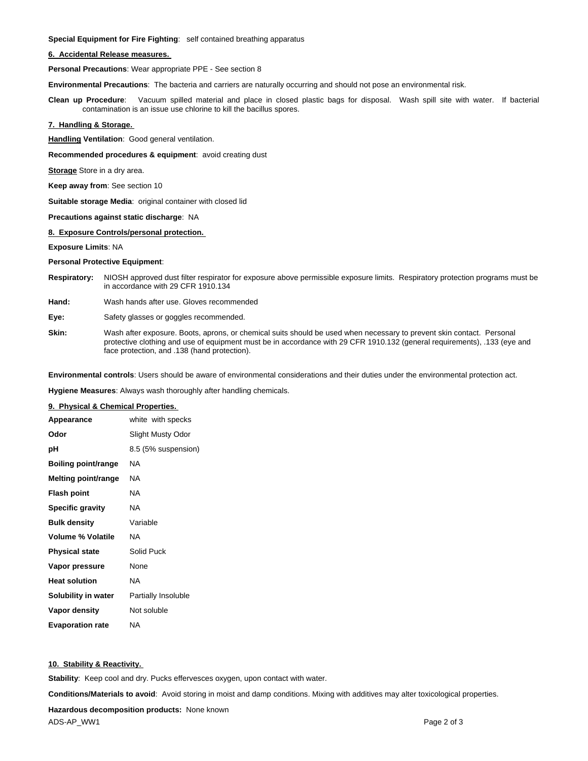**Special Equipment for Fire Fighting**: self contained breathing apparatus

## 6. Accidental Release measures.

**Personal Precautions**: Wear appropriate PPE - See section 8

**Environmental Precautions**: The bacteria and carriers are naturally occurring and should not pose an environmental risk.

**Clean up Procedure**: Vacuum spilled material and place in closed plastic bags for disposal. Wash spill site with water. If bacterial contamination is an issue use chlorine to kill the bacillus spores.

## 7. Handling & Storage.

**Handling Ventilation**: Good general ventilation.

**Recommended procedures & equipment**: avoid creating dust

**Storage** Store in a dry area.

**Keep away from**: See section 10

**Suitable storage Media**: original container with closed lid

**Precautions against static discharge**: NA

## 8. Exposure Controls/personal protection.

**Exposure Limits**: NA

**Personal Protective Equipment**:

**Respiratory:** NIOSH approved dust filter respirator for exposure above permissible exposure limits. Respiratory protection programs must be in accordance with 29 CFR 1910.134

**Hand:** Wash hands after use. Gloves recommended

**Eye:** Safety glasses or goggles recommended.

**Skin:** Wash after exposure. Boots, aprons, or chemical suits should be used when necessary to prevent skin contact. Personal protective clothing and use of equipment must be in accordance with 29 CFR 1910.132 (general requirements), .133 (eye and face protection, and .138 (hand protection).

**Environmental controls**: Users should be aware of environmental considerations and their duties under the environmental protection act.

**Hygiene Measures**: Always wash thoroughly after handling chemicals.

## 9. Physical & Chemical Properties.

| | |
|---|---|
| **Appearance** | white with specks |
| **Odor** | Slight Musty Odor |
| **pH** | 8.5 (5% suspension) |
| **Boiling point/range** | NA |
| **Melting point/range** | NA |
| **Flash point** | NA |
| **Specific gravity** | NA |
| **Bulk density** | Variable |
| **Volume % Volatile** | NA |
| **Physical state** | Solid Puck |
| **Vapor pressure** | None |
| **Heat solution** | NA |
| **Solubility in water** | Partially Insoluble |
| **Vapor density** | Not soluble |
| **Evaporation rate** | NA |

## 10. Stability & Reactivity.

**Stability**: Keep cool and dry. Pucks effervesces oxygen, upon contact with water.

**Conditions/Materials to avoid**: Avoid storing in moist and damp conditions. Mixing with additives may alter toxicological properties.

**Hazardous decomposition products:** None known

ADS-AP_WW1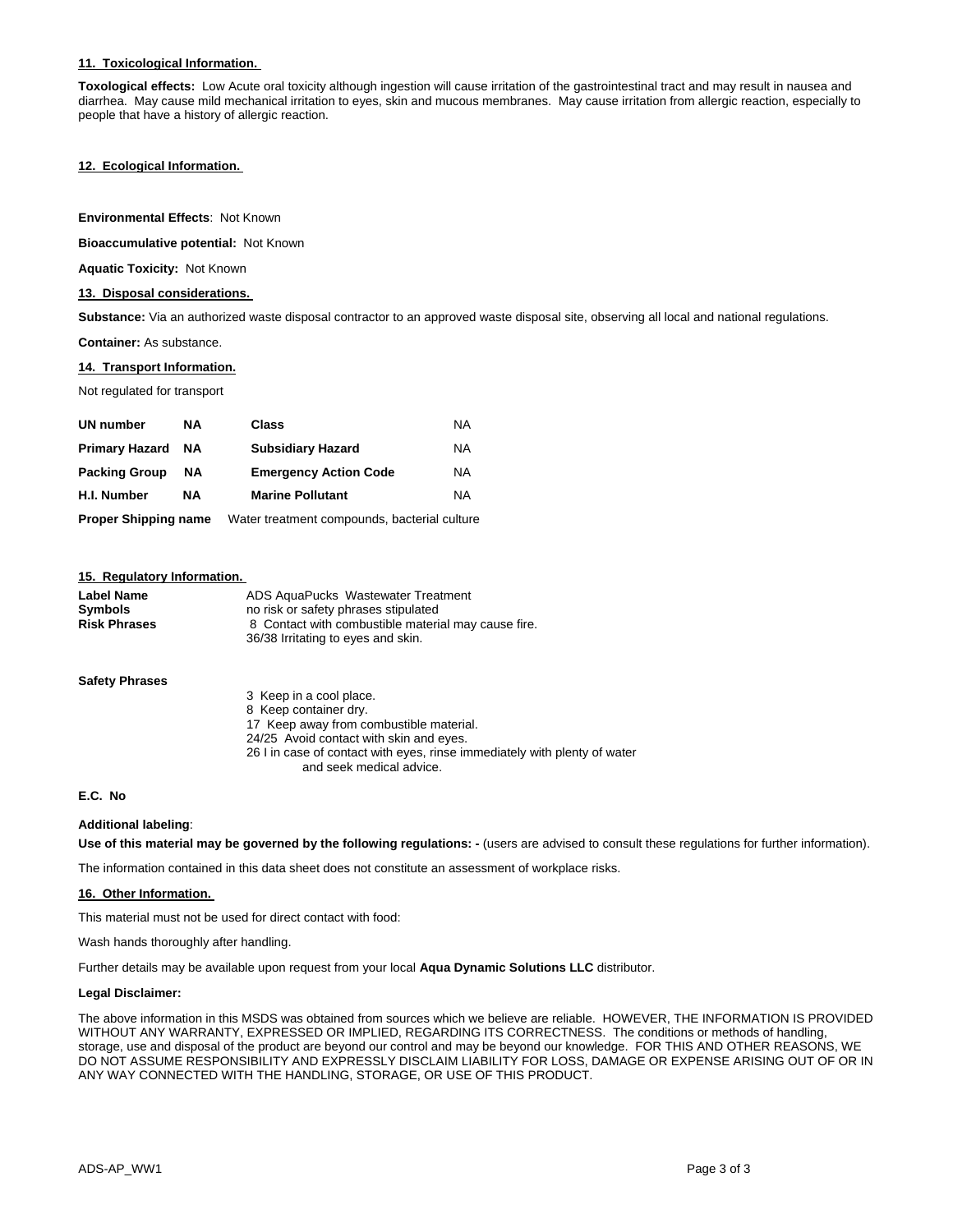## 11. Toxicological Information.

**Toxological effects:** Low Acute oral toxicity although ingestion will cause irritation of the gastrointestinal tract and may result in nausea and diarrhea. May cause mild mechanical irritation to eyes, skin and mucous membranes. May cause irritation from allergic reaction, especially to people that have a history of allergic reaction.

## 12. Ecological Information.

**Environmental Effects**: Not Known

**Bioaccumulative potential:** Not Known

**Aquatic Toxicity:** Not Known

## 13. Disposal considerations.

**Substance:** Via an authorized waste disposal contractor to an approved waste disposal site, observing all local and national regulations.

**Container:** As substance.

## 14. Transport Information.

Not regulated for transport

| | | | |
|---|---|---|---|
| **UN number** | **NA** | **Class** | NA |
| **Primary Hazard** | **NA** | **Subsidiary Hazard** | NA |
| **Packing Group** | **NA** | **Emergency Action Code** | NA |
| **H.I. Number** | **NA** | **Marine Pollutant** | NA |

**Proper Shipping name** Water treatment compounds, bacterial culture

## 15. Regulatory Information.

| | |
|---|---|
| **Label Name** | ADS AquaPucks Wastewater Treatment |
| **Symbols** | no risk or safety phrases stipulated |
| **Risk Phrases** | 8 Contact with combustible material may cause fire.<br>36/38 Irritating to eyes and skin. |

**Safety Phrases**

3 Keep in a cool place.
8 Keep container dry.
17 Keep away from combustible material.
24/25 Avoid contact with skin and eyes.
26 I in case of contact with eyes, rinse immediately with plenty of water and seek medical advice.

**E.C. No**

**Additional labeling**:

**Use of this material may be governed by the following regulations: -** (users are advised to consult these regulations for further information).

The information contained in this data sheet does not constitute an assessment of workplace risks.

## 16. Other Information.

This material must not be used for direct contact with food:

Wash hands thoroughly after handling.

Further details may be available upon request from your local **Aqua Dynamic Solutions LLC** distributor.

**Legal Disclaimer:**

The above information in this MSDS was obtained from sources which we believe are reliable. HOWEVER, THE INFORMATION IS PROVIDED WITHOUT ANY WARRANTY, EXPRESSED OR IMPLIED, REGARDING ITS CORRECTNESS. The conditions or methods of handling, storage, use and disposal of the product are beyond our control and may be beyond our knowledge. FOR THIS AND OTHER REASONS, WE DO NOT ASSUME RESPONSIBILITY AND EXPRESSLY DISCLAIM LIABILITY FOR LOSS, DAMAGE OR EXPENSE ARISING OUT OF OR IN ANY WAY CONNECTED WITH THE HANDLING, STORAGE, OR USE OF THIS PRODUCT.

ADS-AP_WW1